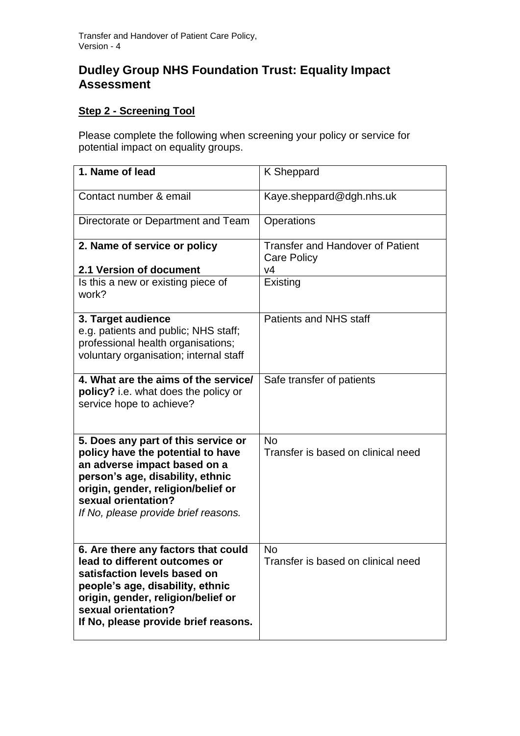# Dudley Group NHS Foundation Trust: Equality Impact Assessment

## Step 2 - Screening Tool

Please complete the following when screening your policy or service for potential impact on equality groups.

| | |
|---|---|
| **1. Name of lead** | K Sheppard |
| Contact number & email | Kaye.sheppard@dgh.nhs.uk |
| Directorate or Department and Team | Operations |
| **2. Name of service or policy**<br><br>**2.1 Version of document** | Transfer and Handover of Patient Care Policy<br>v4 |
| Is this a new or existing piece of work? | Existing |
| **3. Target audience**<br>e.g. patients and public; NHS staff; professional health organisations; voluntary organisation; internal staff | Patients and NHS staff |
| **4. What are the aims of the service/ policy?** i.e. what does the policy or service hope to achieve? | Safe transfer of patients |
| **5. Does any part of this service or policy have the potential to have an adverse impact based on a person's age, disability, ethnic origin, gender, religion/belief or sexual orientation?**<br>*If No, please provide brief reasons.* | No<br>Transfer is based on clinical need |
| **6. Are there any factors that could lead to different outcomes or satisfaction levels based on people's age, disability, ethnic origin, gender, religion/belief or sexual orientation?**<br>**If No, please provide brief reasons.** | No<br>Transfer is based on clinical need |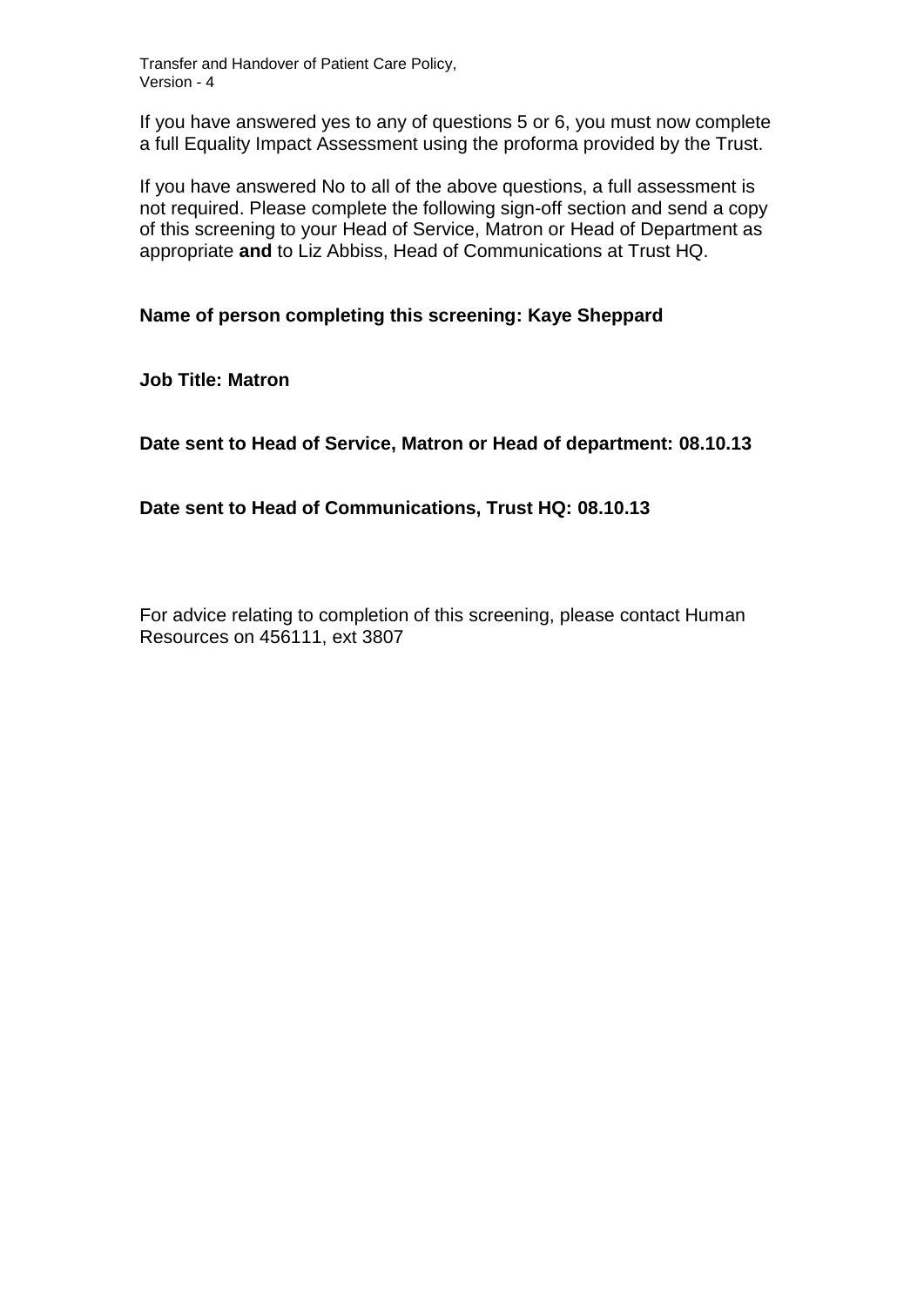If you have answered yes to any of questions 5 or 6, you must now complete a full Equality Impact Assessment using the proforma provided by the Trust.

If you have answered No to all of the above questions, a full assessment is not required. Please complete the following sign-off section and send a copy of this screening to your Head of Service, Matron or Head of Department as appropriate **and** to Liz Abbiss, Head of Communications at Trust HQ.

**Name of person completing this screening: Kaye Sheppard**

**Job Title: Matron**

**Date sent to Head of Service, Matron or Head of department: 08.10.13**

**Date sent to Head of Communications, Trust HQ: 08.10.13**

For advice relating to completion of this screening, please contact Human Resources on 456111, ext 3807